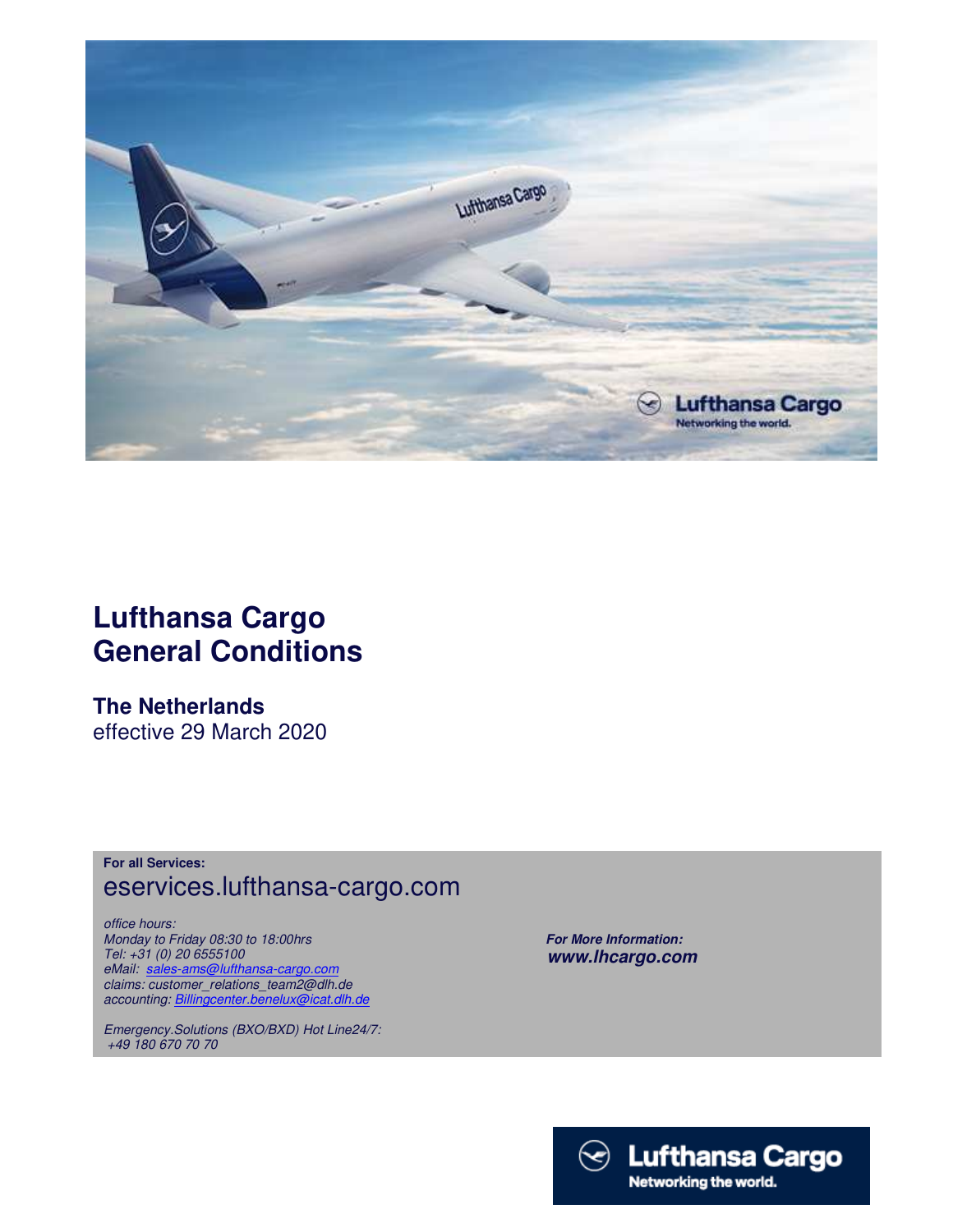# Lufthansa Cargo General Conditions

## The Netherlands

effective 29 March 2020

**For all Services:**

eservices.lufthansa-cargo.com

*office hours:*
*Monday to Friday 08:30 to 18:00hrs*
*Tel: +31 (0) 20 6555100*
*eMail: sales-ams@lufthansa-cargo.com*
*claims: customer_relations_team2@dlh.de*
*accounting: Billingcenter.benelux@icat.dlh.de*

*Emergency.Solutions (BXO/BXD) Hot Line24/7:*
*+49 180 670 70 70*

***For More Information:***
***www.lhcargo.com***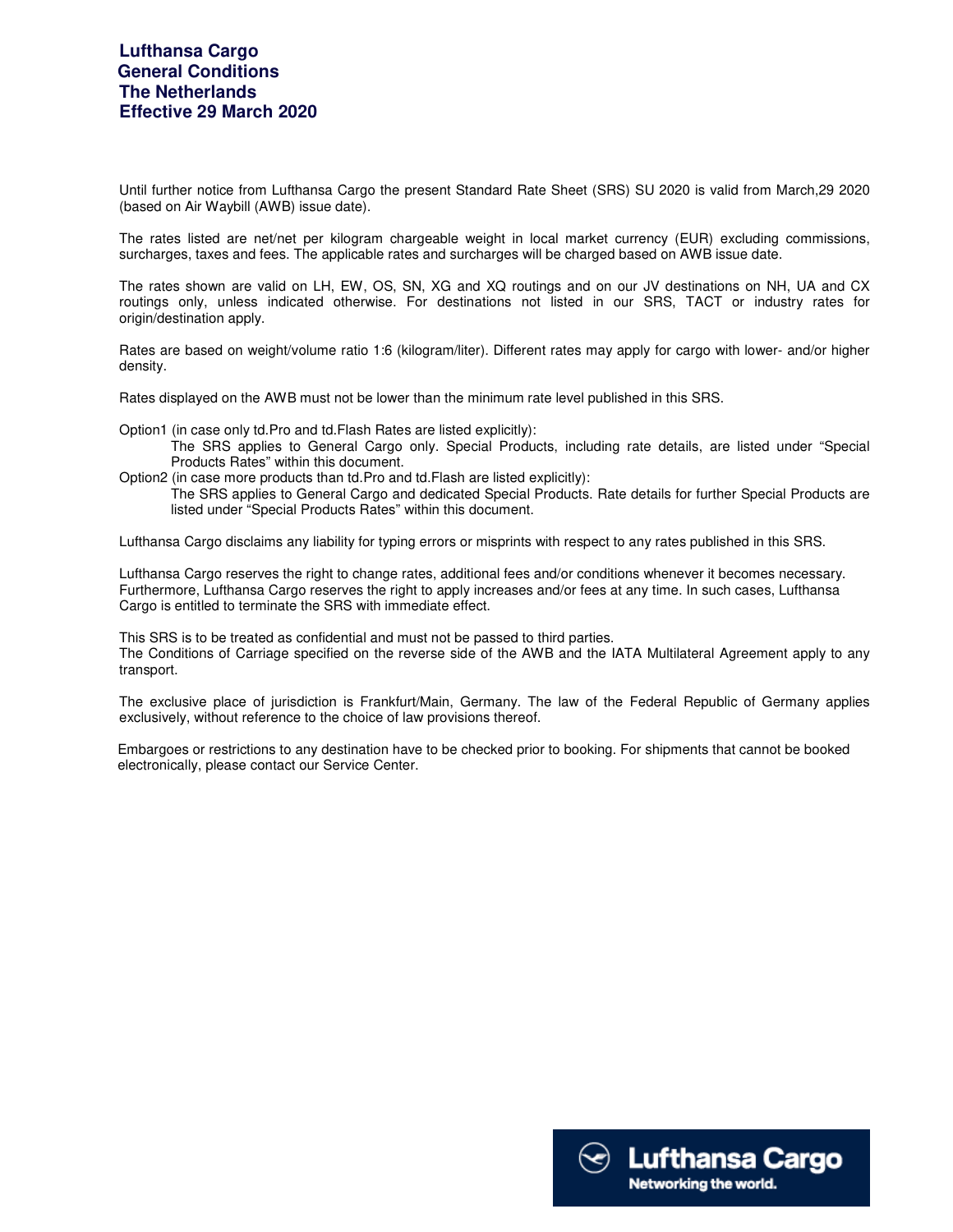# Lufthansa Cargo
# General Conditions
# The Netherlands
# Effective 29 March 2020

Until further notice from Lufthansa Cargo the present Standard Rate Sheet (SRS) SU 2020 is valid from March,29 2020 (based on Air Waybill (AWB) issue date).

The rates listed are net/net per kilogram chargeable weight in local market currency (EUR) excluding commissions, surcharges, taxes and fees. The applicable rates and surcharges will be charged based on AWB issue date.

The rates shown are valid on LH, EW, OS, SN, XG and XQ routings and on our JV destinations on NH, UA and CX routings only, unless indicated otherwise. For destinations not listed in our SRS, TACT or industry rates for origin/destination apply.

Rates are based on weight/volume ratio 1:6 (kilogram/liter). Different rates may apply for cargo with lower- and/or higher density.

Rates displayed on the AWB must not be lower than the minimum rate level published in this SRS.

Option1 (in case only td.Pro and td.Flash Rates are listed explicitly):
> The SRS applies to General Cargo only. Special Products, including rate details, are listed under "Special Products Rates" within this document.

Option2 (in case more products than td.Pro and td.Flash are listed explicitly):
> The SRS applies to General Cargo and dedicated Special Products. Rate details for further Special Products are listed under "Special Products Rates" within this document.

Lufthansa Cargo disclaims any liability for typing errors or misprints with respect to any rates published in this SRS.

Lufthansa Cargo reserves the right to change rates, additional fees and/or conditions whenever it becomes necessary. Furthermore, Lufthansa Cargo reserves the right to apply increases and/or fees at any time. In such cases, Lufthansa Cargo is entitled to terminate the SRS with immediate effect.

This SRS is to be treated as confidential and must not be passed to third parties.
The Conditions of Carriage specified on the reverse side of the AWB and the IATA Multilateral Agreement apply to any transport.

The exclusive place of jurisdiction is Frankfurt/Main, Germany. The law of the Federal Republic of Germany applies exclusively, without reference to the choice of law provisions thereof.

Embargoes or restrictions to any destination have to be checked prior to booking. For shipments that cannot be booked electronically, please contact our Service Center.

Lufthansa Cargo
Networking the world.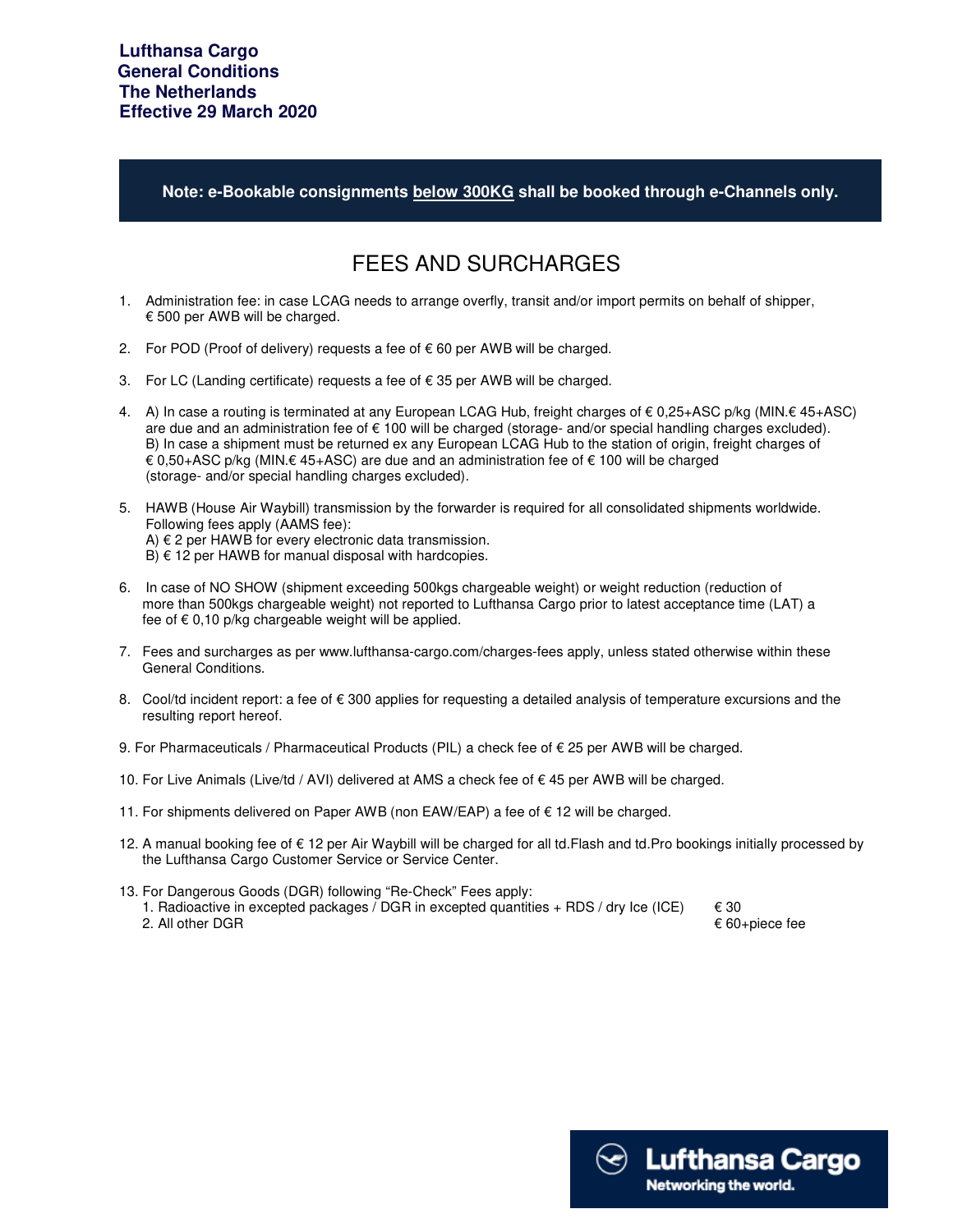**Lufthansa Cargo**
**General Conditions**
**The Netherlands**
**Effective 29 March 2020**

**Note: e-Bookable consignments below 300KG shall be booked through e-Channels only.**

# FEES AND SURCHARGES

1. Administration fee: in case LCAG needs to arrange overfly, transit and/or import permits on behalf of shipper, € 500 per AWB will be charged.

2. For POD (Proof of delivery) requests a fee of € 60 per AWB will be charged.

3. For LC (Landing certificate) requests a fee of € 35 per AWB will be charged.

4. A) In case a routing is terminated at any European LCAG Hub, freight charges of € 0,25+ASC p/kg (MIN.€ 45+ASC) are due and an administration fee of € 100 will be charged (storage- and/or special handling charges excluded).
   B) In case a shipment must be returned ex any European LCAG Hub to the station of origin, freight charges of € 0,50+ASC p/kg (MIN.€ 45+ASC) are due and an administration fee of € 100 will be charged (storage- and/or special handling charges excluded).

5. HAWB (House Air Waybill) transmission by the forwarder is required for all consolidated shipments worldwide. Following fees apply (AAMS fee):
   A) € 2 per HAWB for every electronic data transmission.
   B) € 12 per HAWB for manual disposal with hardcopies.

6. In case of NO SHOW (shipment exceeding 500kgs chargeable weight) or weight reduction (reduction of more than 500kgs chargeable weight) not reported to Lufthansa Cargo prior to latest acceptance time (LAT) a fee of € 0,10 p/kg chargeable weight will be applied.

7. Fees and surcharges as per www.lufthansa-cargo.com/charges-fees apply, unless stated otherwise within these General Conditions.

8. Cool/td incident report: a fee of € 300 applies for requesting a detailed analysis of temperature excursions and the resulting report hereof.

9. For Pharmaceuticals / Pharmaceutical Products (PIL) a check fee of € 25 per AWB will be charged.

10. For Live Animals (Live/td / AVI) delivered at AMS a check fee of € 45 per AWB will be charged.

11. For shipments delivered on Paper AWB (non EAW/EAP) a fee of € 12 will be charged.

12. A manual booking fee of € 12 per Air Waybill will be charged for all td.Flash and td.Pro bookings initially processed by the Lufthansa Cargo Customer Service or Service Center.

13. For Dangerous Goods (DGR) following "Re-Check" Fees apply:
    1. Radioactive in excepted packages / DGR in excepted quantities + RDS / dry Ice (ICE) € 30
    2. All other DGR € 60+piece fee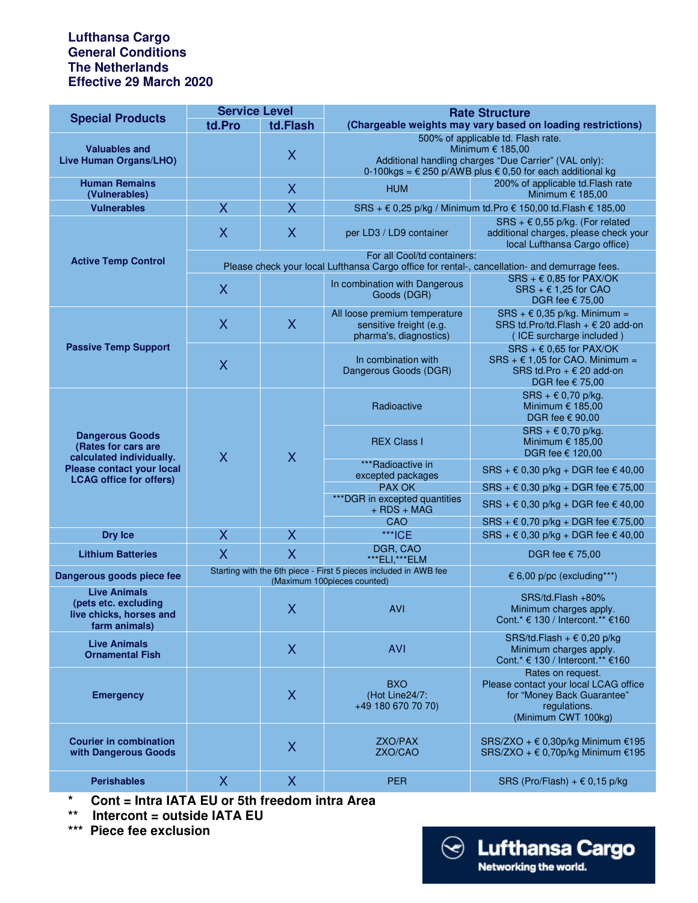**Lufthansa Cargo**
**General Conditions**
**The Netherlands**
**Effective 29 March 2020**

| Special Products | Service Level td.Pro | Service Level td.Flash | Rate Structure (Chargeable weights may vary based on loading restrictions) | |
|---|---|---|---|---|
| Valuables and Live Human Organs/LHO) | | X | 500% of applicable td. Flash rate. Minimum € 185,00 Additional handling charges "Due Carrier" (VAL only): 0-100kgs = € 250 p/AWB plus € 0,50 for each additional kg | |
| Human Remains (Vulnerables) | | X | HUM | 200% of applicable td.Flash rate Minimum € 185,00 |
| Vulnerables | X | X | SRS + € 0,25 p/kg / Minimum td.Pro € 150,00 td.Flash € 185,00 | |
| Active Temp Control | X | X | per LD3 / LD9 container | SRS + € 0,55 p/kg. (For related additional charges, please check your local Lufthansa Cargo office) |
| | For all Cool/td containers: Please check your local Lufthansa Cargo office for rental-, cancellation- and demurrage fees. | | | |
| | X | | In combination with Dangerous Goods (DGR) | SRS + € 0,85 for PAX/OK SRS + € 1,25 for CAO DGR fee € 75,00 |
| Passive Temp Support | X | X | All loose premium temperature sensitive freight (e.g. pharma's, diagnostics) | SRS + € 0,35 p/kg. Minimum = SRS td.Pro/td.Flash + € 20 add-on ( ICE surcharge included ) |
| | X | | In combination with Dangerous Goods (DGR) | SRS + € 0,65 for PAX/OK SRS + € 1,05 for CAO. Minimum = SRS td.Pro + € 20 add-on DGR fee € 75,00 |
| Dangerous Goods (Rates for cars are calculated individually. Please contact your local LCAG office for offers) | X | X | Radioactive | SRS + € 0,70 p/kg. Minimum € 185,00 DGR fee € 90,00 |
| | | | REX Class I | SRS + € 0,70 p/kg. Minimum € 185,00 DGR fee € 120,00 |
| | | | ***Radioactive in excepted packages | SRS + € 0,30 p/kg + DGR fee € 40,00 |
| | | | PAX OK | SRS + € 0,30 p/kg + DGR fee € 75,00 |
| | | | ***DGR in excepted quantities + RDS + MAG | SRS + € 0,30 p/kg + DGR fee € 40,00 |
| | | | CAO | SRS + € 0,70 p/kg + DGR fee € 75,00 |
| Dry Ice | X | X | ***ICE | SRS + € 0,30 p/kg + DGR fee € 40,00 |
| Lithium Batteries | X | X | DGR, CAO ***ELI,***ELM | DGR fee € 75,00 |
| Dangerous goods piece fee | Starting with the 6th piece - First 5 pieces included in AWB fee (Maximum 100pieces counted) | | | € 6,00 p/pc (excluding***) |
| Live Animals (pets etc. excluding live chicks, horses and farm animals) | | X | AVI | SRS/td.Flash +80% Minimum charges apply. Cont.* € 130 / Intercont.** €160 |
| Live Animals Ornamental Fish | | X | AVI | SRS/td.Flash + € 0,20 p/kg Minimum charges apply. Cont.* € 130 / Intercont.** €160 |
| Emergency | | X | BXO (Hot Line24/7: +49 180 670 70 70) | Rates on request. Please contact your local LCAG office for "Money Back Guarantee" regulations. (Minimum CWT 100kg) |
| Courier in combination with Dangerous Goods | | X | ZXO/PAX ZXO/CAO | SRS/ZXO + € 0,30p/kg Minimum €195 SRS/ZXO + € 0,70p/kg Minimum €195 |
| Perishables | X | X | PER | SRS (Pro/Flash) + € 0,15 p/kg |

**\* Cont = Intra IATA EU or 5th freedom intra Area**

**\*\* Intercont = outside IATA EU**

**\*\*\* Piece fee exclusion**

Lufthansa Cargo
Networking the world.